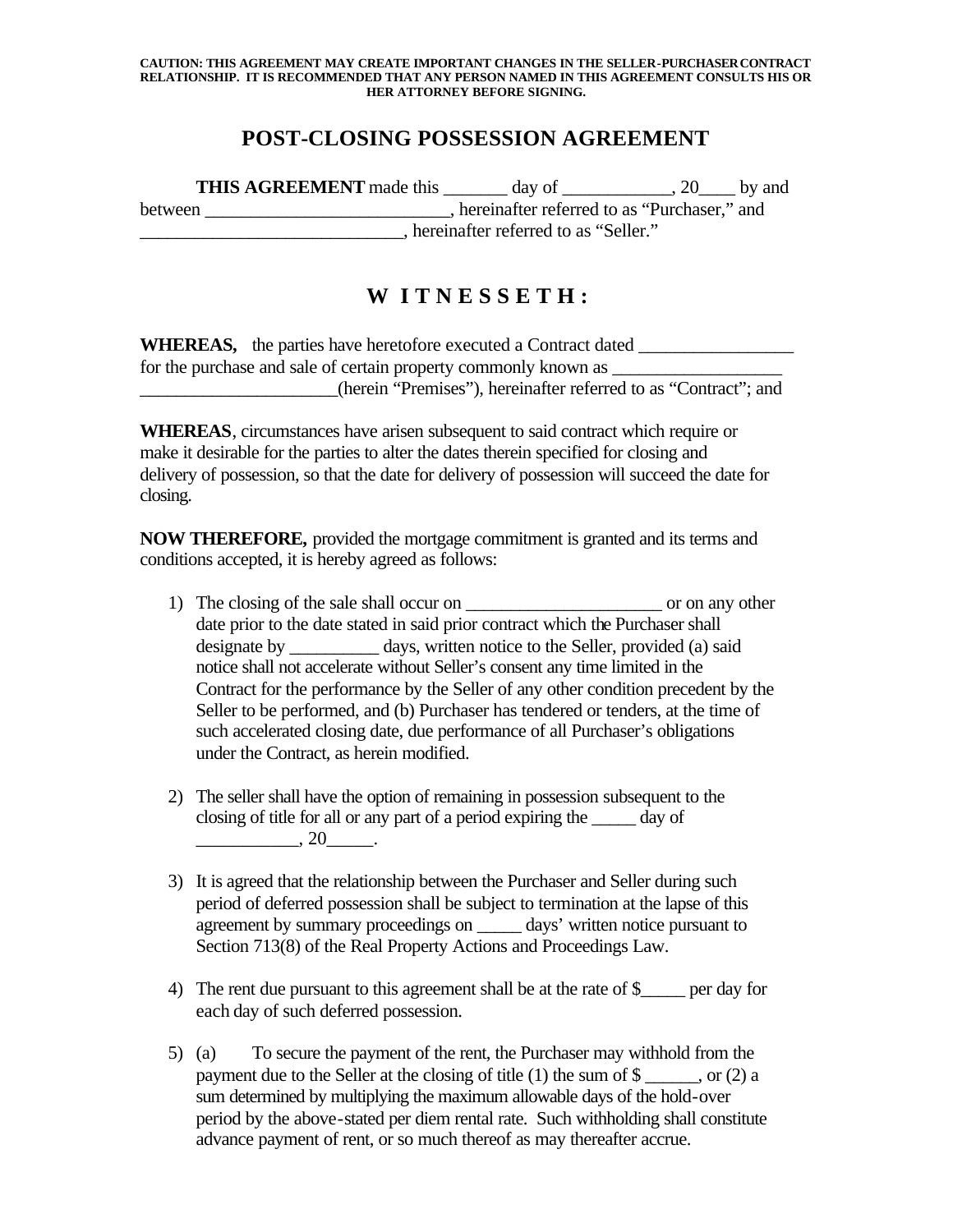**CAUTION: THIS AGREEMENT MAY CREATE IMPORTANT CHANGES IN THE SELLER-PURCHASER CONTRACT RELATIONSHIP. IT IS RECOMMENDED THAT ANY PERSON NAMED IN THIS AGREEMENT CONSULTS HIS OR HER ATTORNEY BEFORE SIGNING.**

# POST-CLOSING POSSESSION AGREEMENT

**THIS AGREEMENT** made this _______ day of ____________, 20____ by and between ___________________________, hereinafter referred to as "Purchaser," and _____________________________, hereinafter referred to as "Seller."

## W I T N E S S E T H :

**WHEREAS,** the parties have heretofore executed a Contract dated _________________ for the purchase and sale of certain property commonly known as ___________________ ______________________(herein "Premises"), hereinafter referred to as "Contract"; and

**WHEREAS**, circumstances have arisen subsequent to said contract which require or make it desirable for the parties to alter the dates therein specified for closing and delivery of possession, so that the date for delivery of possession will succeed the date for closing.

**NOW THEREFORE,** provided the mortgage commitment is granted and its terms and conditions accepted, it is hereby agreed as follows:

1) The closing of the sale shall occur on ______________________ or on any other date prior to the date stated in said prior contract which the Purchaser shall designate by __________ days, written notice to the Seller, provided (a) said notice shall not accelerate without Seller's consent any time limited in the Contract for the performance by the Seller of any other condition precedent by the Seller to be performed, and (b) Purchaser has tendered or tenders, at the time of such accelerated closing date, due performance of all Purchaser's obligations under the Contract, as herein modified.

2) The seller shall have the option of remaining in possession subsequent to the closing of title for all or any part of a period expiring the _____ day of ___________, 20_____.

3) It is agreed that the relationship between the Purchaser and Seller during such period of deferred possession shall be subject to termination at the lapse of this agreement by summary proceedings on _____ days' written notice pursuant to Section 713(8) of the Real Property Actions and Proceedings Law.

4) The rent due pursuant to this agreement shall be at the rate of $_____ per day for each day of such deferred possession.

5) (a) To secure the payment of the rent, the Purchaser may withhold from the payment due to the Seller at the closing of title (1) the sum of $ ______, or (2) a sum determined by multiplying the maximum allowable days of the hold-over period by the above-stated per diem rental rate. Such withholding shall constitute advance payment of rent, or so much thereof as may thereafter accrue.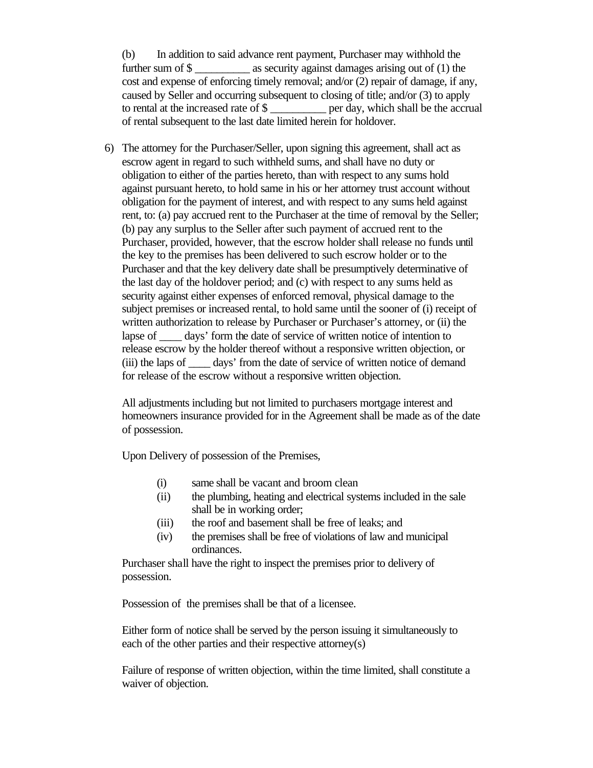(b) In addition to said advance rent payment, Purchaser may withhold the further sum of $ __________ as security against damages arising out of (1) the cost and expense of enforcing timely removal; and/or (2) repair of damage, if any, caused by Seller and occurring subsequent to closing of title; and/or (3) to apply to rental at the increased rate of $ __________ per day, which shall be the accrual of rental subsequent to the last date limited herein for holdover.

6) The attorney for the Purchaser/Seller, upon signing this agreement, shall act as escrow agent in regard to such withheld sums, and shall have no duty or obligation to either of the parties hereto, than with respect to any sums hold against pursuant hereto, to hold same in his or her attorney trust account without obligation for the payment of interest, and with respect to any sums held against rent, to: (a) pay accrued rent to the Purchaser at the time of removal by the Seller; (b) pay any surplus to the Seller after such payment of accrued rent to the Purchaser, provided, however, that the escrow holder shall release no funds until the key to the premises has been delivered to such escrow holder or to the Purchaser and that the key delivery date shall be presumptively determinative of the last day of the holdover period; and (c) with respect to any sums held as security against either expenses of enforced removal, physical damage to the subject premises or increased rental, to hold same until the sooner of (i) receipt of written authorization to release by Purchaser or Purchaser's attorney, or (ii) the lapse of ____ days' form the date of service of written notice of intention to release escrow by the holder thereof without a responsive written objection, or (iii) the laps of ____ days' from the date of service of written notice of demand for release of the escrow without a responsive written objection.

   All adjustments including but not limited to purchasers mortgage interest and homeowners insurance provided for in the Agreement shall be made as of the date of possession.

   Upon Delivery of possession of the Premises,

   (i) same shall be vacant and broom clean
   (ii) the plumbing, heating and electrical systems included in the sale shall be in working order;
   (iii) the roof and basement shall be free of leaks; and
   (iv) the premises shall be free of violations of law and municipal ordinances.

   Purchaser shall have the right to inspect the premises prior to delivery of possession.

   Possession of the premises shall be that of a licensee.

   Either form of notice shall be served by the person issuing it simultaneously to each of the other parties and their respective attorney(s)

   Failure of response of written objection, within the time limited, shall constitute a waiver of objection.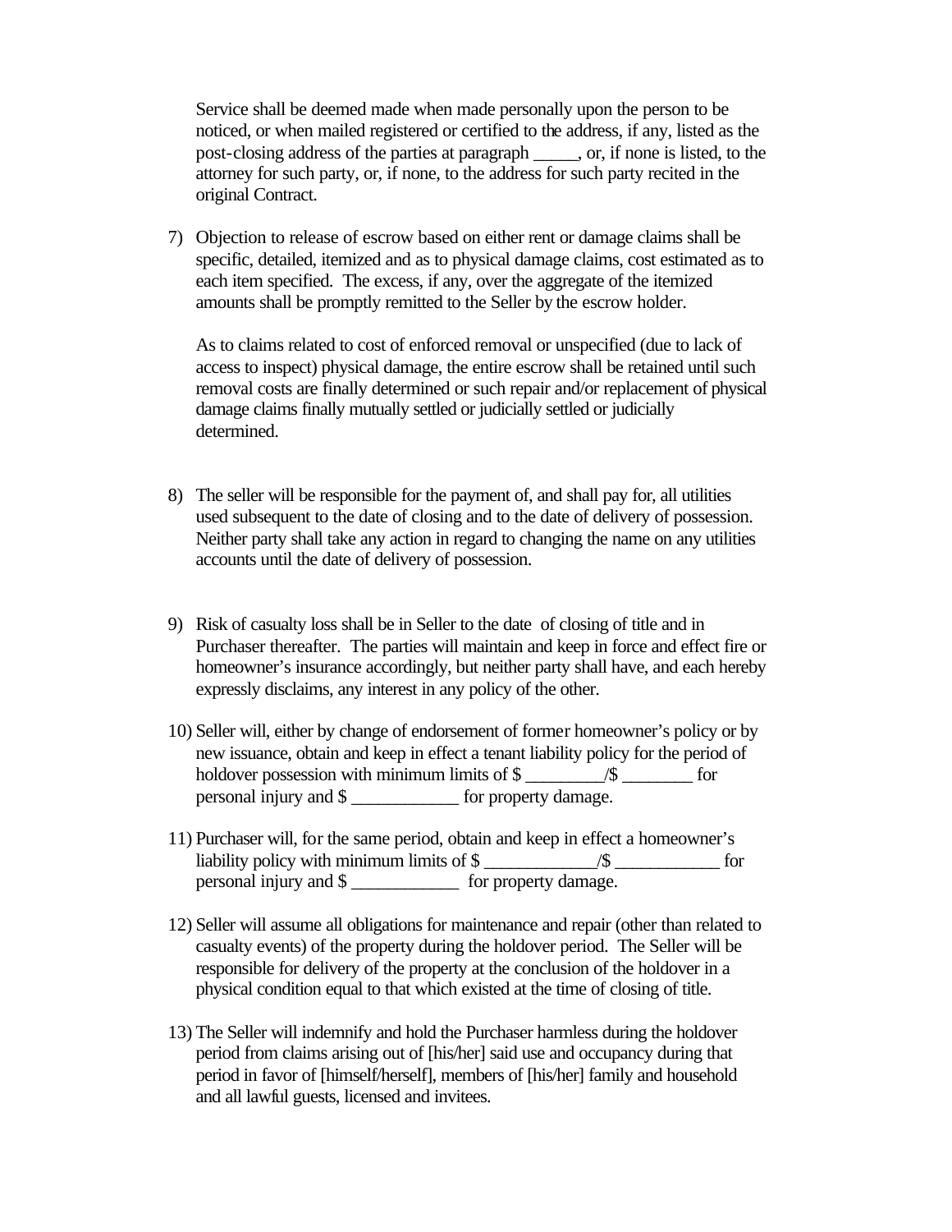Service shall be deemed made when made personally upon the person to be noticed, or when mailed registered or certified to the address, if any, listed as the post-closing address of the parties at paragraph _____, or, if none is listed, to the attorney for such party, or, if none, to the address for such party recited in the original Contract.

7) Objection to release of escrow based on either rent or damage claims shall be specific, detailed, itemized and as to physical damage claims, cost estimated as to each item specified. The excess, if any, over the aggregate of the itemized amounts shall be promptly remitted to the Seller by the escrow holder.

   As to claims related to cost of enforced removal or unspecified (due to lack of access to inspect) physical damage, the entire escrow shall be retained until such removal costs are finally determined or such repair and/or replacement of physical damage claims finally mutually settled or judicially settled or judicially determined.

8) The seller will be responsible for the payment of, and shall pay for, all utilities used subsequent to the date of closing and to the date of delivery of possession. Neither party shall take any action in regard to changing the name on any utilities accounts until the date of delivery of possession.

9) Risk of casualty loss shall be in Seller to the date of closing of title and in Purchaser thereafter. The parties will maintain and keep in force and effect fire or homeowner's insurance accordingly, but neither party shall have, and each hereby expressly disclaims, any interest in any policy of the other.

10) Seller will, either by change of endorsement of former homeowner's policy or by new issuance, obtain and keep in effect a tenant liability policy for the period of holdover possession with minimum limits of $ _________/$ ________ for personal injury and $ ____________ for property damage.

11) Purchaser will, for the same period, obtain and keep in effect a homeowner's liability policy with minimum limits of $ ____________/$ ___________ for personal injury and $ ____________ for property damage.

12) Seller will assume all obligations for maintenance and repair (other than related to casualty events) of the property during the holdover period. The Seller will be responsible for delivery of the property at the conclusion of the holdover in a physical condition equal to that which existed at the time of closing of title.

13) The Seller will indemnify and hold the Purchaser harmless during the holdover period from claims arising out of [his/her] said use and occupancy during that period in favor of [himself/herself], members of [his/her] family and household and all lawful guests, licensed and invitees.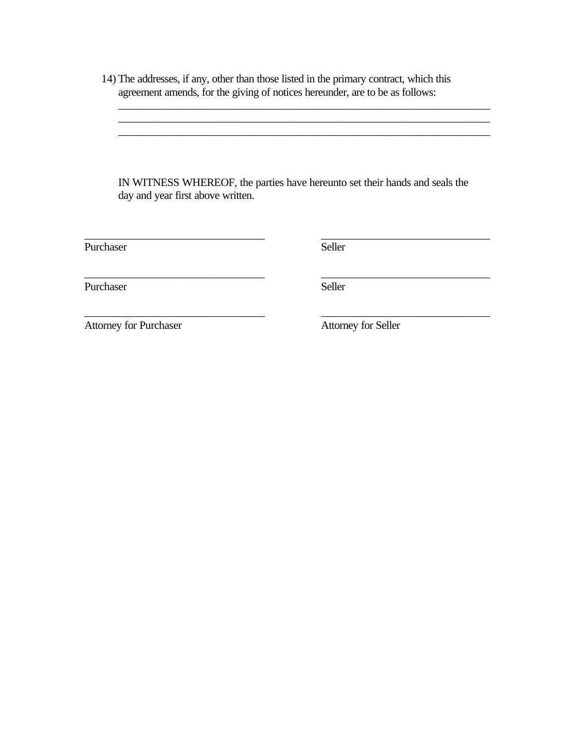14) The addresses, if any, other than those listed in the primary contract, which this agreement amends, for the giving of notices hereunder, are to be as follows:

    ______________________________________________________________________
    ______________________________________________________________________
    ______________________________________________________________________

IN WITNESS WHEREOF, the parties have hereunto set their hands and seals the day and year first above written.

| | |
|---|---|
| ________________________________ | ________________________________ |
| Purchaser | Seller |
| ________________________________ | ________________________________ |
| Purchaser | Seller |
| ________________________________ | ________________________________ |
| Attorney for Purchaser | Attorney for Seller |